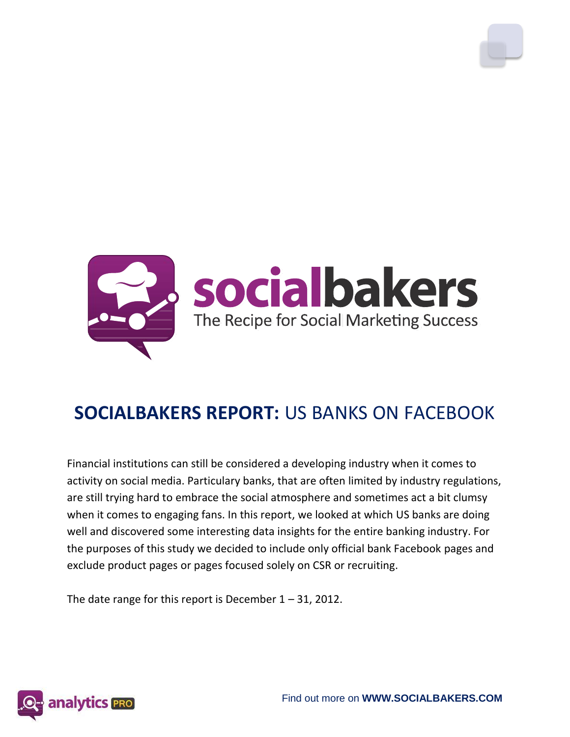socialbakers

The Recipe for Social Marketing Success

# SOCIALBAKERS REPORT: US BANKS ON FACEBOOK

Financial institutions can still be considered a developing industry when it comes to activity on social media. Particulary banks, that are often limited by industry regulations, are still trying hard to embrace the social atmosphere and sometimes act a bit clumsy when it comes to engaging fans. In this report, we looked at which US banks are doing well and discovered some interesting data insights for the entire banking industry. For the purposes of this study we decided to include only official bank Facebook pages and exclude product pages or pages focused solely on CSR or recruiting.

The date range for this report is December 1 – 31, 2012.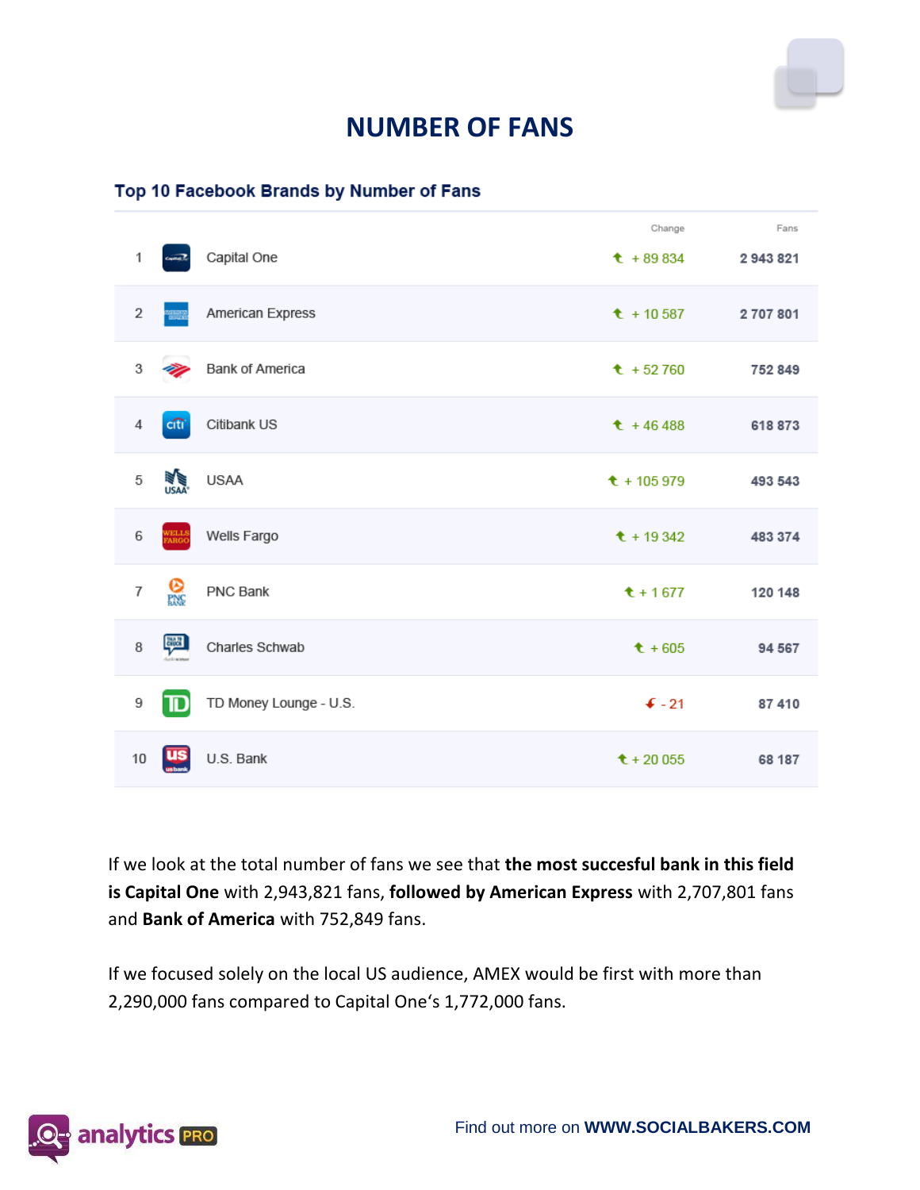# NUMBER OF FANS

## Top 10 Facebook Brands by Number of Fans

| | | Change | Fans |
|---|---|---|---|
| 1 | Capital One | + 89 834 | 2 943 821 |
| 2 | American Express | + 10 587 | 2 707 801 |
| 3 | Bank of America | + 52 760 | 752 849 |
| 4 | Citibank US | + 46 488 | 618 873 |
| 5 | USAA | + 105 979 | 493 543 |
| 6 | Wells Fargo | + 19 342 | 483 374 |
| 7 | PNC Bank | + 1 677 | 120 148 |
| 8 | Charles Schwab | + 605 | 94 567 |
| 9 | TD Money Lounge - U.S. | - 21 | 87 410 |
| 10 | U.S. Bank | + 20 055 | 68 187 |

If we look at the total number of fans we see that **the most succesful bank in this field is Capital One** with 2,943,821 fans, **followed by American Express** with 2,707,801 fans and **Bank of America** with 752,849 fans.

If we focused solely on the local US audience, AMEX would be first with more than 2,290,000 fans compared to Capital One's 1,772,000 fans.

analytics PRO

Find out more on **WWW.SOCIALBAKERS.COM**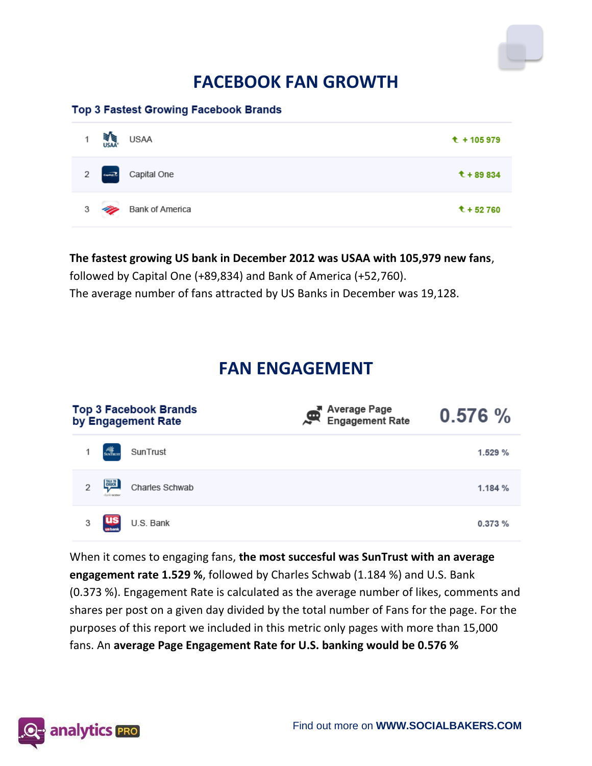# FACEBOOK FAN GROWTH

### Top 3 Fastest Growing Facebook Brands

| # | Brand | Growth |
|---|---|---|
| 1 | USAA | + 105 979 |
| 2 | Capital One | + 89 834 |
| 3 | Bank of America | + 52 760 |

**The fastest growing US bank in December 2012 was USAA with 105,979 new fans**, followed by Capital One (+89,834) and Bank of America (+52,760).
The average number of fans attracted by US Banks in December was 19,128.

# FAN ENGAGEMENT

### Top 3 Facebook Brands by Engagement Rate

Average Page Engagement Rate: **0.576 %**

| # | Brand | Engagement Rate |
|---|---|---|
| 1 | SunTrust | 1.529 % |
| 2 | Charles Schwab | 1.184 % |
| 3 | U.S. Bank | 0.373 % |

When it comes to engaging fans, **the most succesful was SunTrust with an average engagement rate 1.529 %**, followed by Charles Schwab (1.184 %) and U.S. Bank (0.373 %). Engagement Rate is calculated as the average number of likes, comments and shares per post on a given day divided by the total number of Fans for the page. For the purposes of this report we included in this metric only pages with more than 15,000 fans. An **average Page Engagement Rate for U.S. banking would be 0.576 %**

analytics PRO

Find out more on **WWW.SOCIALBAKERS.COM**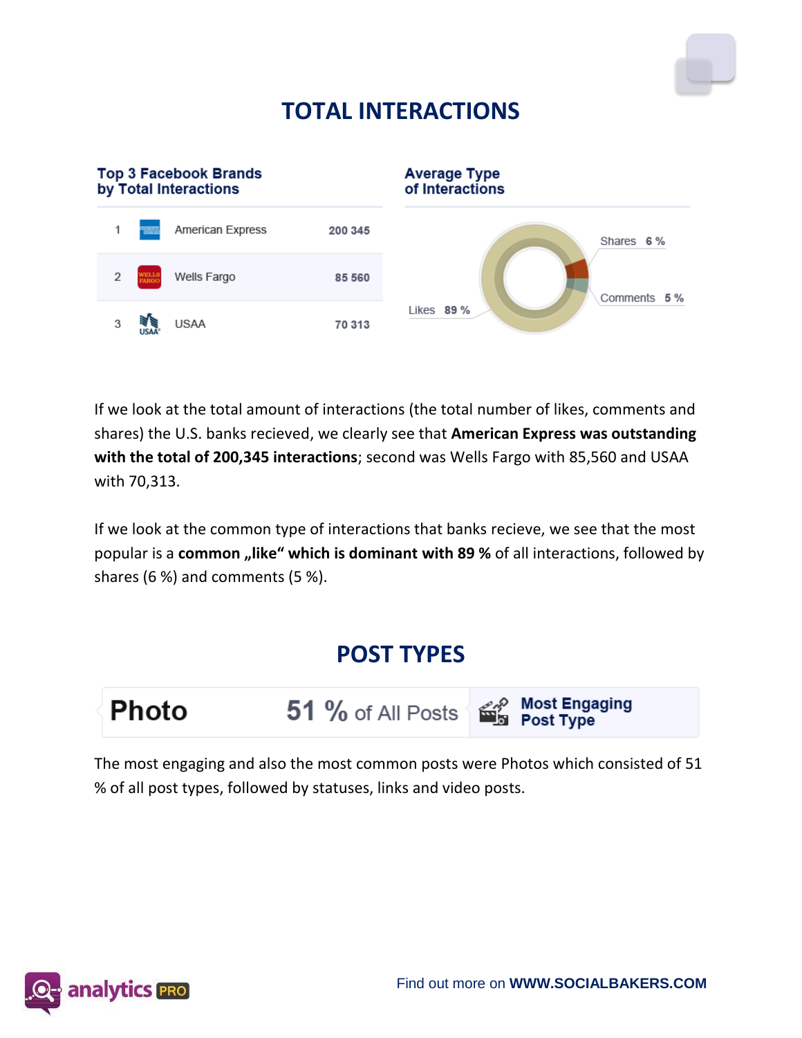# TOTAL INTERACTIONS

### Top 3 Facebook Brands by Total Interactions

| # | Brand | Interactions |
|---|---|---|
| 1 | American Express | 200 345 |
| 2 | Wells Fargo | 85 560 |
| 3 | USAA | 70 313 |

### Average Type of Interactions

- Likes 89 %
- Shares 6 %
- Comments 5 %

If we look at the total amount of interactions (the total number of likes, comments and shares) the U.S. banks recieved, we clearly see that **American Express was outstanding with the total of 200,345 interactions**; second was Wells Fargo with 85,560 and USAA with 70,313.

If we look at the common type of interactions that banks recieve, we see that the most popular is a **common „like" which is dominant with 89 %** of all interactions, followed by shares (6 %) and comments (5 %).

# POST TYPES

**Photo** | **51 %** of All Posts | **Most Engaging Post Type**

The most engaging and also the most common posts were Photos which consisted of 51 % of all post types, followed by statuses, links and video posts.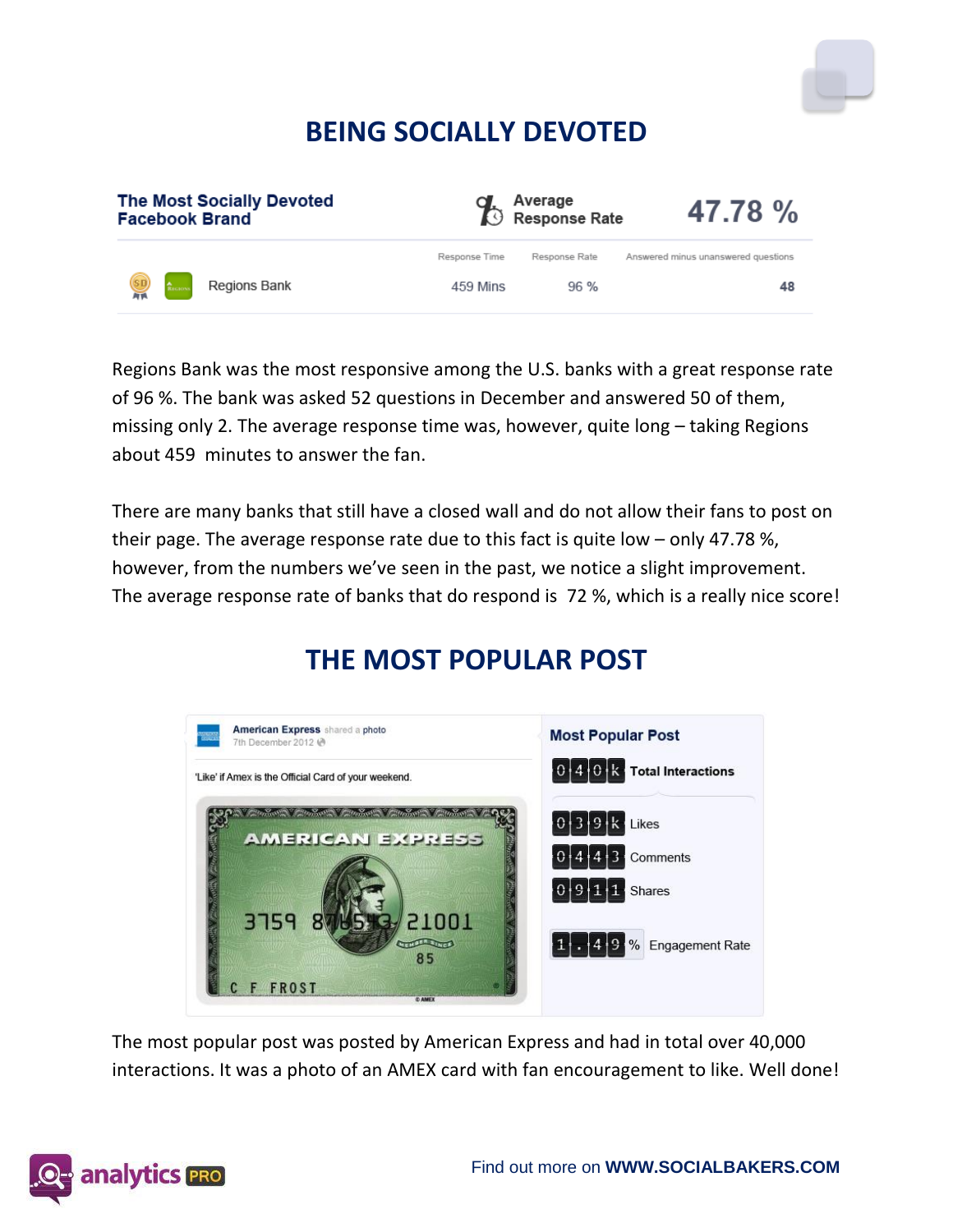# BEING SOCIALLY DEVOTED

**The Most Socially Devoted Facebook Brand**

Average Response Rate **47.78 %**

| | Response Time | Response Rate | Answered minus unanswered questions |
|---|---|---|---|
| Regions Bank | 459 Mins | 96 % | **48** |

Regions Bank was the most responsive among the U.S. banks with a great response rate of 96 %. The bank was asked 52 questions in December and answered 50 of them, missing only 2. The average response time was, however, quite long – taking Regions about 459 minutes to answer the fan.

There are many banks that still have a closed wall and do not allow their fans to post on their page. The average response rate due to this fact is quite low – only 47.78 %, however, from the numbers we've seen in the past, we notice a slight improvement. The average response rate of banks that do respond is 72 %, which is a really nice score!

# THE MOST POPULAR POST

American Express shared a photo
7th December 2012

'Like' if Amex is the Official Card of your weekend.

**Most Popular Post**

040k Total Interactions

039k Likes

0443 Comments

0911 Shares

1.49 % Engagement Rate

The most popular post was posted by American Express and had in total over 40,000 interactions. It was a photo of an AMEX card with fan encouragement to like. Well done!